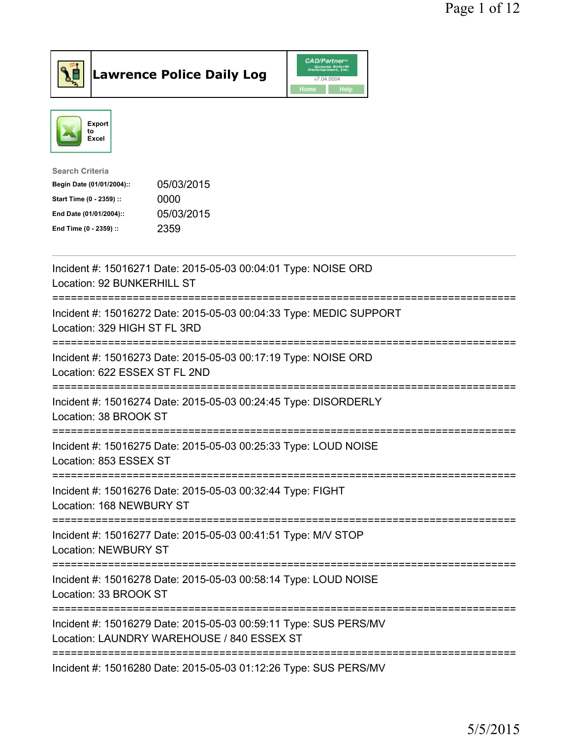# Lawrence Police Daily Log

CAD/Partner v7.04.0004

Home Help

Export to Excel

**Search Criteria**

| | |
|---|---|
| **Begin Date (01/01/2004)::** | 05/03/2015 |
| **Start Time (0 - 2359) ::** | 0000 |
| **End Date (01/01/2004)::** | 05/03/2015 |
| **End Time (0 - 2359) ::** | 2359 |

Incident #: 15016271 Date: 2015-05-03 00:04:01 Type: NOISE ORD
Location: 92 BUNKERHILL ST

===========================================================================

Incident #: 15016272 Date: 2015-05-03 00:04:33 Type: MEDIC SUPPORT
Location: 329 HIGH ST FL 3RD

===========================================================================

Incident #: 15016273 Date: 2015-05-03 00:17:19 Type: NOISE ORD
Location: 622 ESSEX ST FL 2ND

===========================================================================

Incident #: 15016274 Date: 2015-05-03 00:24:45 Type: DISORDERLY
Location: 38 BROOK ST

===========================================================================

Incident #: 15016275 Date: 2015-05-03 00:25:33 Type: LOUD NOISE
Location: 853 ESSEX ST

===========================================================================

Incident #: 15016276 Date: 2015-05-03 00:32:44 Type: FIGHT
Location: 168 NEWBURY ST

===========================================================================

Incident #: 15016277 Date: 2015-05-03 00:41:51 Type: M/V STOP
Location: NEWBURY ST

===========================================================================

Incident #: 15016278 Date: 2015-05-03 00:58:14 Type: LOUD NOISE
Location: 33 BROOK ST

===========================================================================

Incident #: 15016279 Date: 2015-05-03 00:59:11 Type: SUS PERS/MV
Location: LAUNDRY WAREHOUSE / 840 ESSEX ST

===========================================================================

Incident #: 15016280 Date: 2015-05-03 01:12:26 Type: SUS PERS/MV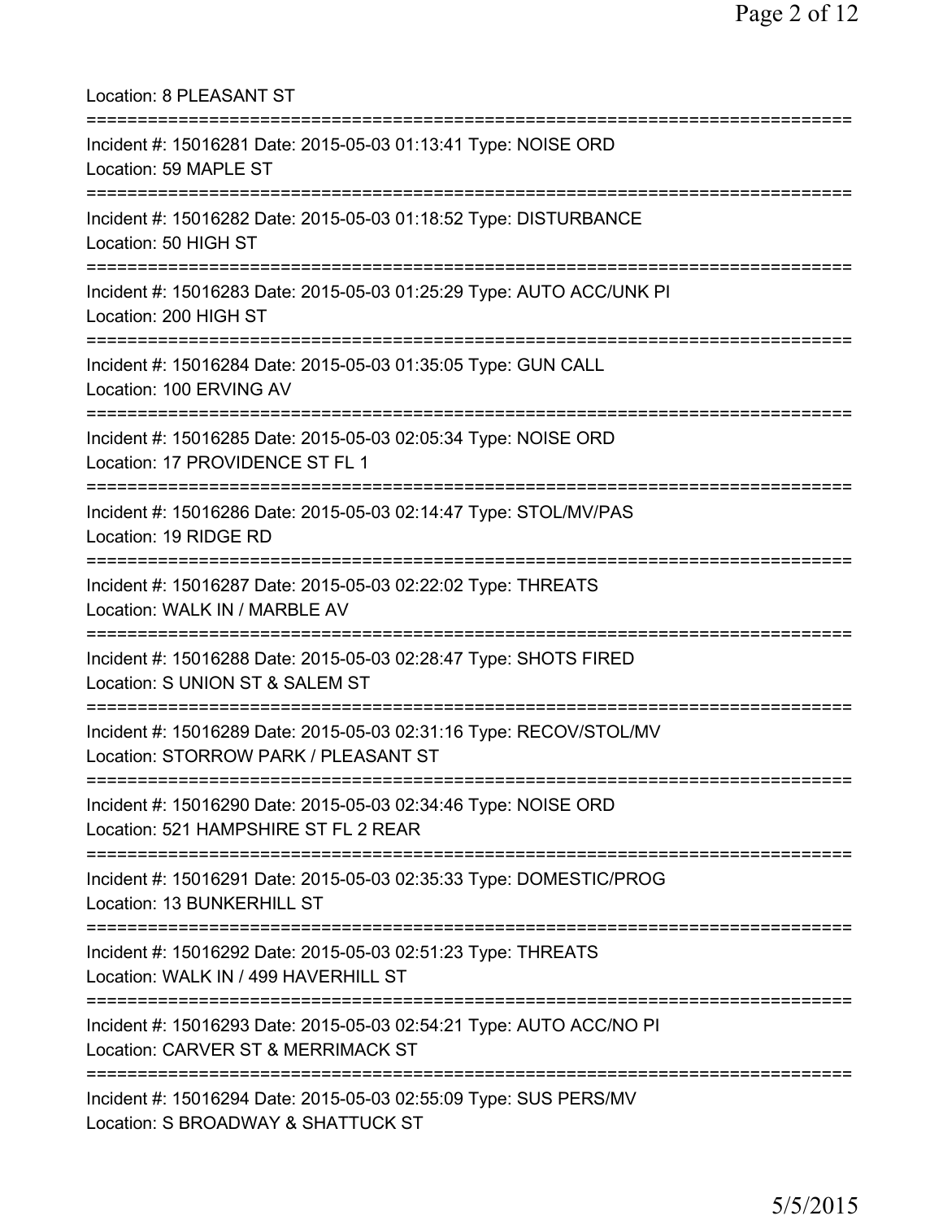Location: 8 PLEASANT ST

===========================================================================

Incident #: 15016281 Date: 2015-05-03 01:13:41 Type: NOISE ORD
Location: 59 MAPLE ST

===========================================================================

Incident #: 15016282 Date: 2015-05-03 01:18:52 Type: DISTURBANCE
Location: 50 HIGH ST

===========================================================================

Incident #: 15016283 Date: 2015-05-03 01:25:29 Type: AUTO ACC/UNK PI
Location: 200 HIGH ST

===========================================================================

Incident #: 15016284 Date: 2015-05-03 01:35:05 Type: GUN CALL
Location: 100 ERVING AV

===========================================================================

Incident #: 15016285 Date: 2015-05-03 02:05:34 Type: NOISE ORD
Location: 17 PROVIDENCE ST FL 1

===========================================================================

Incident #: 15016286 Date: 2015-05-03 02:14:47 Type: STOL/MV/PAS
Location: 19 RIDGE RD

===========================================================================

Incident #: 15016287 Date: 2015-05-03 02:22:02 Type: THREATS
Location: WALK IN / MARBLE AV

===========================================================================

Incident #: 15016288 Date: 2015-05-03 02:28:47 Type: SHOTS FIRED
Location: S UNION ST & SALEM ST

===========================================================================

Incident #: 15016289 Date: 2015-05-03 02:31:16 Type: RECOV/STOL/MV
Location: STORROW PARK / PLEASANT ST

===========================================================================

Incident #: 15016290 Date: 2015-05-03 02:34:46 Type: NOISE ORD
Location: 521 HAMPSHIRE ST FL 2 REAR

===========================================================================

Incident #: 15016291 Date: 2015-05-03 02:35:33 Type: DOMESTIC/PROG
Location: 13 BUNKERHILL ST

===========================================================================

Incident #: 15016292 Date: 2015-05-03 02:51:23 Type: THREATS
Location: WALK IN / 499 HAVERHILL ST

===========================================================================

Incident #: 15016293 Date: 2015-05-03 02:54:21 Type: AUTO ACC/NO PI
Location: CARVER ST & MERRIMACK ST

===========================================================================

Incident #: 15016294 Date: 2015-05-03 02:55:09 Type: SUS PERS/MV
Location: S BROADWAY & SHATTUCK ST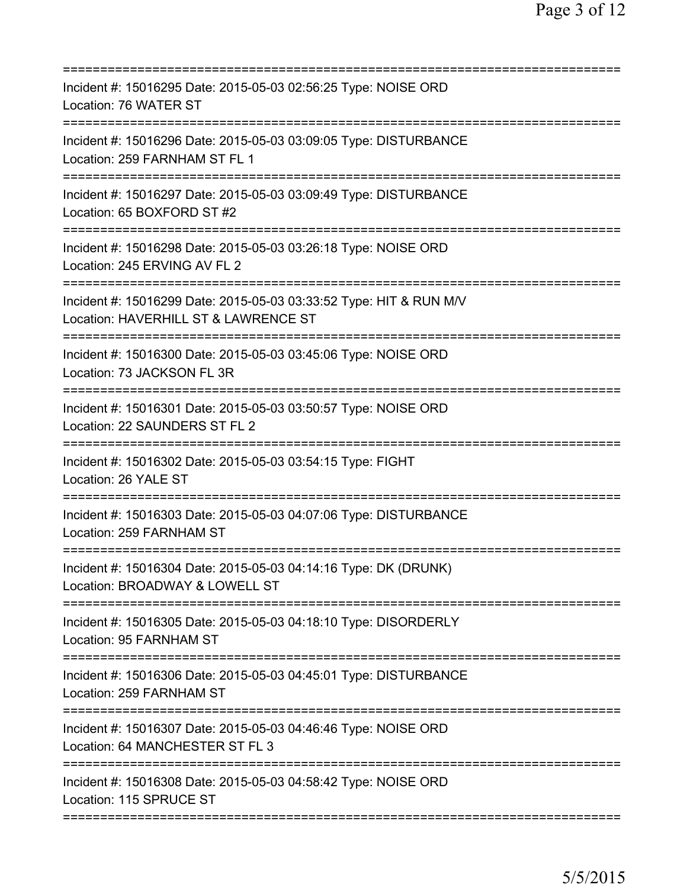==============================================================================
Incident #: 15016295 Date: 2015-05-03 02:56:25 Type: NOISE ORD
Location: 76 WATER ST
==============================================================================
Incident #: 15016296 Date: 2015-05-03 03:09:05 Type: DISTURBANCE
Location: 259 FARNHAM ST FL 1
==============================================================================
Incident #: 15016297 Date: 2015-05-03 03:09:49 Type: DISTURBANCE
Location: 65 BOXFORD ST #2
==============================================================================
Incident #: 15016298 Date: 2015-05-03 03:26:18 Type: NOISE ORD
Location: 245 ERVING AV FL 2
==============================================================================
Incident #: 15016299 Date: 2015-05-03 03:33:52 Type: HIT & RUN M/V
Location: HAVERHILL ST & LAWRENCE ST
==============================================================================
Incident #: 15016300 Date: 2015-05-03 03:45:06 Type: NOISE ORD
Location: 73 JACKSON FL 3R
==============================================================================
Incident #: 15016301 Date: 2015-05-03 03:50:57 Type: NOISE ORD
Location: 22 SAUNDERS ST FL 2
==============================================================================
Incident #: 15016302 Date: 2015-05-03 03:54:15 Type: FIGHT
Location: 26 YALE ST
==============================================================================
Incident #: 15016303 Date: 2015-05-03 04:07:06 Type: DISTURBANCE
Location: 259 FARNHAM ST
==============================================================================
Incident #: 15016304 Date: 2015-05-03 04:14:16 Type: DK (DRUNK)
Location: BROADWAY & LOWELL ST
==============================================================================
Incident #: 15016305 Date: 2015-05-03 04:18:10 Type: DISORDERLY
Location: 95 FARNHAM ST
==============================================================================
Incident #: 15016306 Date: 2015-05-03 04:45:01 Type: DISTURBANCE
Location: 259 FARNHAM ST
==============================================================================
Incident #: 15016307 Date: 2015-05-03 04:46:46 Type: NOISE ORD
Location: 64 MANCHESTER ST FL 3
==============================================================================
Incident #: 15016308 Date: 2015-05-03 04:58:42 Type: NOISE ORD
Location: 115 SPRUCE ST
==============================================================================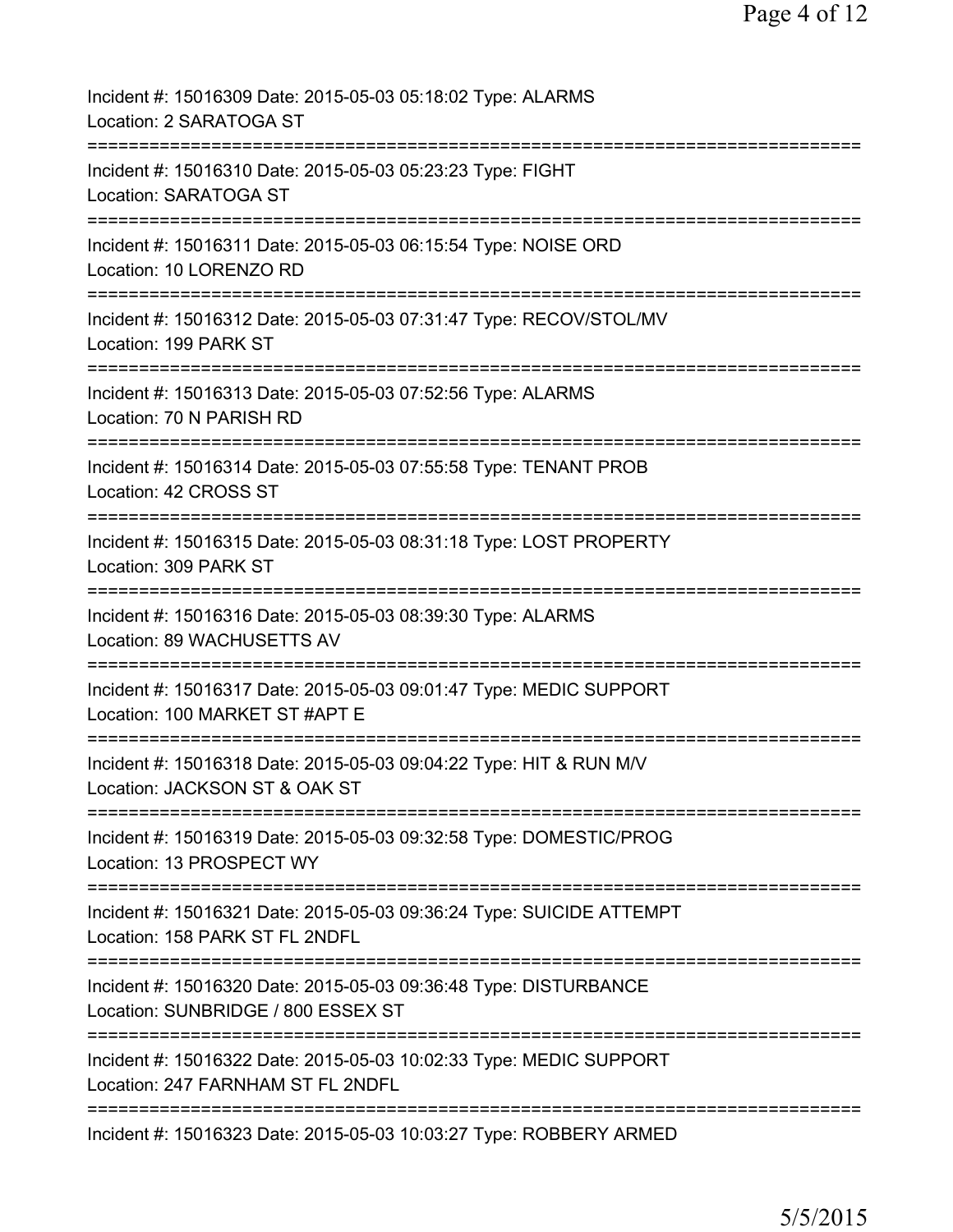Incident #: 15016309 Date: 2015-05-03 05:18:02 Type: ALARMS
Location: 2 SARATOGA ST
===========================================================================
Incident #: 15016310 Date: 2015-05-03 05:23:23 Type: FIGHT
Location: SARATOGA ST
===========================================================================
Incident #: 15016311 Date: 2015-05-03 06:15:54 Type: NOISE ORD
Location: 10 LORENZO RD
===========================================================================
Incident #: 15016312 Date: 2015-05-03 07:31:47 Type: RECOV/STOL/MV
Location: 199 PARK ST
===========================================================================
Incident #: 15016313 Date: 2015-05-03 07:52:56 Type: ALARMS
Location: 70 N PARISH RD
===========================================================================
Incident #: 15016314 Date: 2015-05-03 07:55:58 Type: TENANT PROB
Location: 42 CROSS ST
===========================================================================
Incident #: 15016315 Date: 2015-05-03 08:31:18 Type: LOST PROPERTY
Location: 309 PARK ST
===========================================================================
Incident #: 15016316 Date: 2015-05-03 08:39:30 Type: ALARMS
Location: 89 WACHUSETTS AV
===========================================================================
Incident #: 15016317 Date: 2015-05-03 09:01:47 Type: MEDIC SUPPORT
Location: 100 MARKET ST #APT E
===========================================================================
Incident #: 15016318 Date: 2015-05-03 09:04:22 Type: HIT & RUN M/V
Location: JACKSON ST & OAK ST
===========================================================================
Incident #: 15016319 Date: 2015-05-03 09:32:58 Type: DOMESTIC/PROG
Location: 13 PROSPECT WY
===========================================================================
Incident #: 15016321 Date: 2015-05-03 09:36:24 Type: SUICIDE ATTEMPT
Location: 158 PARK ST FL 2NDFL
===========================================================================
Incident #: 15016320 Date: 2015-05-03 09:36:48 Type: DISTURBANCE
Location: SUNBRIDGE / 800 ESSEX ST
===========================================================================
Incident #: 15016322 Date: 2015-05-03 10:02:33 Type: MEDIC SUPPORT
Location: 247 FARNHAM ST FL 2NDFL
===========================================================================
Incident #: 15016323 Date: 2015-05-03 10:03:27 Type: ROBBERY ARMED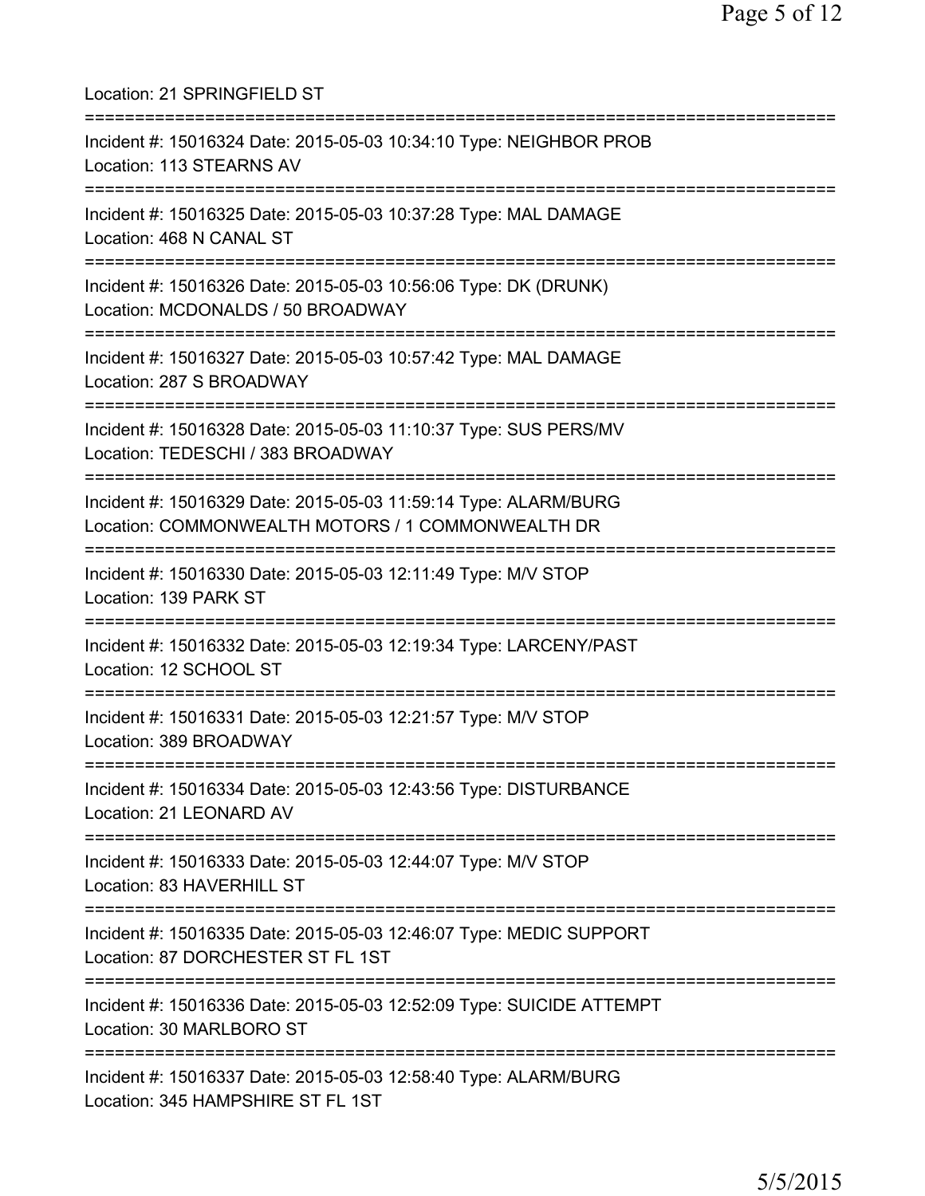Location: 21 SPRINGFIELD ST

===========================================================================

Incident #: 15016324 Date: 2015-05-03 10:34:10 Type: NEIGHBOR PROB
Location: 113 STEARNS AV

===========================================================================

Incident #: 15016325 Date: 2015-05-03 10:37:28 Type: MAL DAMAGE
Location: 468 N CANAL ST

===========================================================================

Incident #: 15016326 Date: 2015-05-03 10:56:06 Type: DK (DRUNK)
Location: MCDONALDS / 50 BROADWAY

===========================================================================

Incident #: 15016327 Date: 2015-05-03 10:57:42 Type: MAL DAMAGE
Location: 287 S BROADWAY

===========================================================================

Incident #: 15016328 Date: 2015-05-03 11:10:37 Type: SUS PERS/MV
Location: TEDESCHI / 383 BROADWAY

===========================================================================

Incident #: 15016329 Date: 2015-05-03 11:59:14 Type: ALARM/BURG
Location: COMMONWEALTH MOTORS / 1 COMMONWEALTH DR

===========================================================================

Incident #: 15016330 Date: 2015-05-03 12:11:49 Type: M/V STOP
Location: 139 PARK ST

===========================================================================

Incident #: 15016332 Date: 2015-05-03 12:19:34 Type: LARCENY/PAST
Location: 12 SCHOOL ST

===========================================================================

Incident #: 15016331 Date: 2015-05-03 12:21:57 Type: M/V STOP
Location: 389 BROADWAY

===========================================================================

Incident #: 15016334 Date: 2015-05-03 12:43:56 Type: DISTURBANCE
Location: 21 LEONARD AV

===========================================================================

Incident #: 15016333 Date: 2015-05-03 12:44:07 Type: M/V STOP
Location: 83 HAVERHILL ST

===========================================================================

Incident #: 15016335 Date: 2015-05-03 12:46:07 Type: MEDIC SUPPORT
Location: 87 DORCHESTER ST FL 1ST

===========================================================================

Incident #: 15016336 Date: 2015-05-03 12:52:09 Type: SUICIDE ATTEMPT
Location: 30 MARLBORO ST

===========================================================================

Incident #: 15016337 Date: 2015-05-03 12:58:40 Type: ALARM/BURG
Location: 345 HAMPSHIRE ST FL 1ST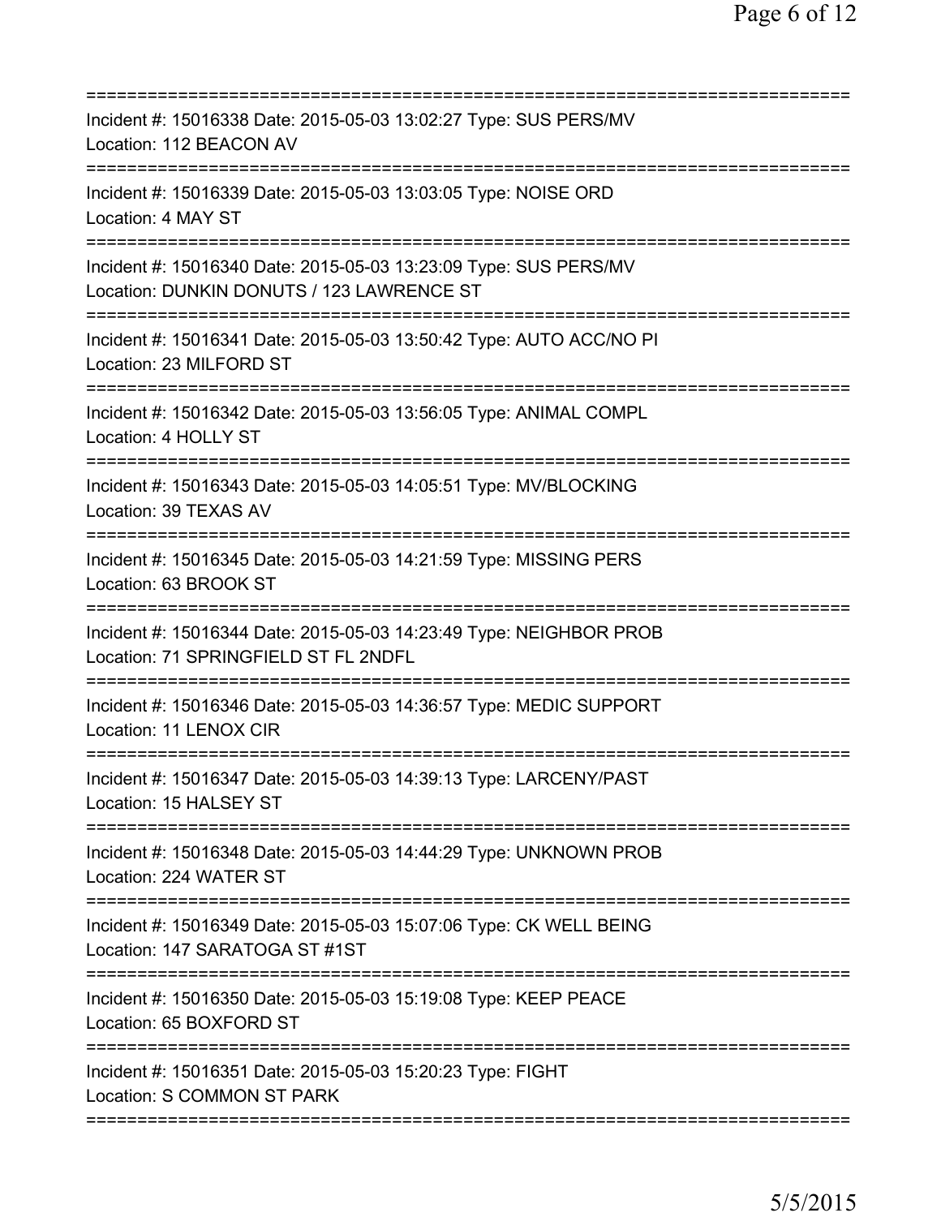===========================================================================
Incident #: 15016338 Date: 2015-05-03 13:02:27 Type: SUS PERS/MV
Location: 112 BEACON AV
===========================================================================
Incident #: 15016339 Date: 2015-05-03 13:03:05 Type: NOISE ORD
Location: 4 MAY ST
===========================================================================
Incident #: 15016340 Date: 2015-05-03 13:23:09 Type: SUS PERS/MV
Location: DUNKIN DONUTS / 123 LAWRENCE ST
===========================================================================
Incident #: 15016341 Date: 2015-05-03 13:50:42 Type: AUTO ACC/NO PI
Location: 23 MILFORD ST
===========================================================================
Incident #: 15016342 Date: 2015-05-03 13:56:05 Type: ANIMAL COMPL
Location: 4 HOLLY ST
===========================================================================
Incident #: 15016343 Date: 2015-05-03 14:05:51 Type: MV/BLOCKING
Location: 39 TEXAS AV
===========================================================================
Incident #: 15016345 Date: 2015-05-03 14:21:59 Type: MISSING PERS
Location: 63 BROOK ST
===========================================================================
Incident #: 15016344 Date: 2015-05-03 14:23:49 Type: NEIGHBOR PROB
Location: 71 SPRINGFIELD ST FL 2NDFL
===========================================================================
Incident #: 15016346 Date: 2015-05-03 14:36:57 Type: MEDIC SUPPORT
Location: 11 LENOX CIR
===========================================================================
Incident #: 15016347 Date: 2015-05-03 14:39:13 Type: LARCENY/PAST
Location: 15 HALSEY ST
===========================================================================
Incident #: 15016348 Date: 2015-05-03 14:44:29 Type: UNKNOWN PROB
Location: 224 WATER ST
===========================================================================
Incident #: 15016349 Date: 2015-05-03 15:07:06 Type: CK WELL BEING
Location: 147 SARATOGA ST #1ST
===========================================================================
Incident #: 15016350 Date: 2015-05-03 15:19:08 Type: KEEP PEACE
Location: 65 BOXFORD ST
===========================================================================
Incident #: 15016351 Date: 2015-05-03 15:20:23 Type: FIGHT
Location: S COMMON ST PARK
===========================================================================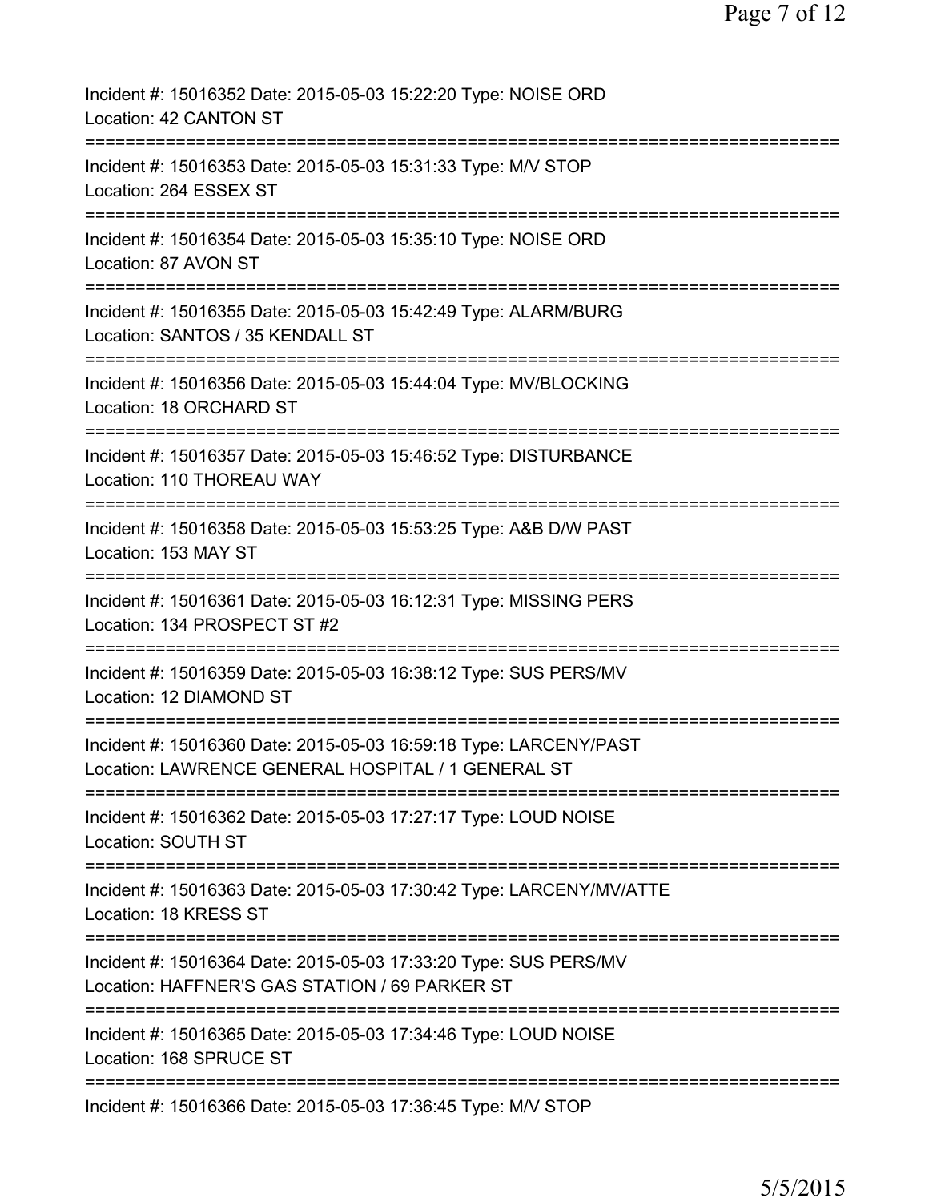Incident #: 15016352 Date: 2015-05-03 15:22:20 Type: NOISE ORD
Location: 42 CANTON ST

===========================================================================

Incident #: 15016353 Date: 2015-05-03 15:31:33 Type: M/V STOP
Location: 264 ESSEX ST

===========================================================================

Incident #: 15016354 Date: 2015-05-03 15:35:10 Type: NOISE ORD
Location: 87 AVON ST

===========================================================================

Incident #: 15016355 Date: 2015-05-03 15:42:49 Type: ALARM/BURG
Location: SANTOS / 35 KENDALL ST

===========================================================================

Incident #: 15016356 Date: 2015-05-03 15:44:04 Type: MV/BLOCKING
Location: 18 ORCHARD ST

===========================================================================

Incident #: 15016357 Date: 2015-05-03 15:46:52 Type: DISTURBANCE
Location: 110 THOREAU WAY

===========================================================================

Incident #: 15016358 Date: 2015-05-03 15:53:25 Type: A&B D/W PAST
Location: 153 MAY ST

===========================================================================

Incident #: 15016361 Date: 2015-05-03 16:12:31 Type: MISSING PERS
Location: 134 PROSPECT ST #2

===========================================================================

Incident #: 15016359 Date: 2015-05-03 16:38:12 Type: SUS PERS/MV
Location: 12 DIAMOND ST

===========================================================================

Incident #: 15016360 Date: 2015-05-03 16:59:18 Type: LARCENY/PAST
Location: LAWRENCE GENERAL HOSPITAL / 1 GENERAL ST

===========================================================================

Incident #: 15016362 Date: 2015-05-03 17:27:17 Type: LOUD NOISE
Location: SOUTH ST

===========================================================================

Incident #: 15016363 Date: 2015-05-03 17:30:42 Type: LARCENY/MV/ATTE
Location: 18 KRESS ST

===========================================================================

Incident #: 15016364 Date: 2015-05-03 17:33:20 Type: SUS PERS/MV
Location: HAFFNER'S GAS STATION / 69 PARKER ST

===========================================================================

Incident #: 15016365 Date: 2015-05-03 17:34:46 Type: LOUD NOISE
Location: 168 SPRUCE ST

===========================================================================

Incident #: 15016366 Date: 2015-05-03 17:36:45 Type: M/V STOP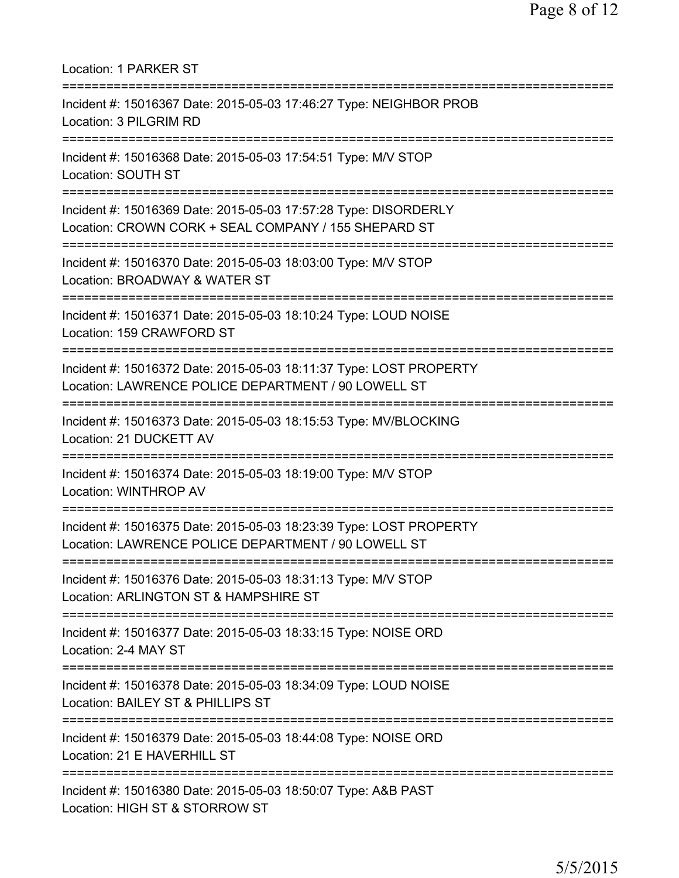Location: 1 PARKER ST

===========================================================================

Incident #: 15016367 Date: 2015-05-03 17:46:27 Type: NEIGHBOR PROB
Location: 3 PILGRIM RD

===========================================================================

Incident #: 15016368 Date: 2015-05-03 17:54:51 Type: M/V STOP
Location: SOUTH ST

===========================================================================

Incident #: 15016369 Date: 2015-05-03 17:57:28 Type: DISORDERLY
Location: CROWN CORK + SEAL COMPANY / 155 SHEPARD ST

===========================================================================

Incident #: 15016370 Date: 2015-05-03 18:03:00 Type: M/V STOP
Location: BROADWAY & WATER ST

===========================================================================

Incident #: 15016371 Date: 2015-05-03 18:10:24 Type: LOUD NOISE
Location: 159 CRAWFORD ST

===========================================================================

Incident #: 15016372 Date: 2015-05-03 18:11:37 Type: LOST PROPERTY
Location: LAWRENCE POLICE DEPARTMENT / 90 LOWELL ST

===========================================================================

Incident #: 15016373 Date: 2015-05-03 18:15:53 Type: MV/BLOCKING
Location: 21 DUCKETT AV

===========================================================================

Incident #: 15016374 Date: 2015-05-03 18:19:00 Type: M/V STOP
Location: WINTHROP AV

===========================================================================

Incident #: 15016375 Date: 2015-05-03 18:23:39 Type: LOST PROPERTY
Location: LAWRENCE POLICE DEPARTMENT / 90 LOWELL ST

===========================================================================

Incident #: 15016376 Date: 2015-05-03 18:31:13 Type: M/V STOP
Location: ARLINGTON ST & HAMPSHIRE ST

===========================================================================

Incident #: 15016377 Date: 2015-05-03 18:33:15 Type: NOISE ORD
Location: 2-4 MAY ST

===========================================================================

Incident #: 15016378 Date: 2015-05-03 18:34:09 Type: LOUD NOISE
Location: BAILEY ST & PHILLIPS ST

===========================================================================

Incident #: 15016379 Date: 2015-05-03 18:44:08 Type: NOISE ORD
Location: 21 E HAVERHILL ST

===========================================================================

Incident #: 15016380 Date: 2015-05-03 18:50:07 Type: A&B PAST
Location: HIGH ST & STORROW ST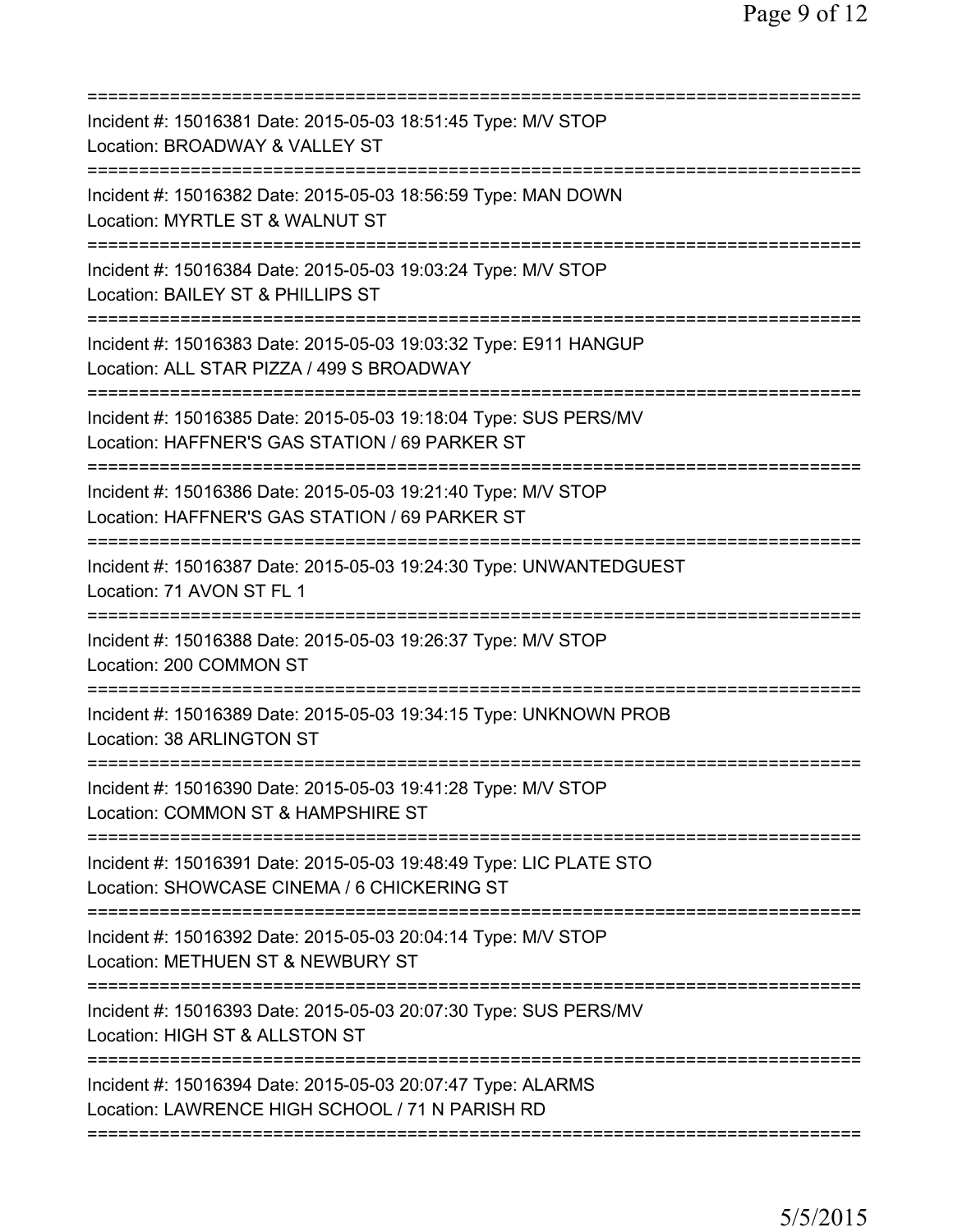===========================================================================
Incident #: 15016381 Date: 2015-05-03 18:51:45 Type: M/V STOP
Location: BROADWAY & VALLEY ST
===========================================================================
Incident #: 15016382 Date: 2015-05-03 18:56:59 Type: MAN DOWN
Location: MYRTLE ST & WALNUT ST
===========================================================================
Incident #: 15016384 Date: 2015-05-03 19:03:24 Type: M/V STOP
Location: BAILEY ST & PHILLIPS ST
===========================================================================
Incident #: 15016383 Date: 2015-05-03 19:03:32 Type: E911 HANGUP
Location: ALL STAR PIZZA / 499 S BROADWAY
===========================================================================
Incident #: 15016385 Date: 2015-05-03 19:18:04 Type: SUS PERS/MV
Location: HAFFNER'S GAS STATION / 69 PARKER ST
===========================================================================
Incident #: 15016386 Date: 2015-05-03 19:21:40 Type: M/V STOP
Location: HAFFNER'S GAS STATION / 69 PARKER ST
===========================================================================
Incident #: 15016387 Date: 2015-05-03 19:24:30 Type: UNWANTEDGUEST
Location: 71 AVON ST FL 1
===========================================================================
Incident #: 15016388 Date: 2015-05-03 19:26:37 Type: M/V STOP
Location: 200 COMMON ST
===========================================================================
Incident #: 15016389 Date: 2015-05-03 19:34:15 Type: UNKNOWN PROB
Location: 38 ARLINGTON ST
===========================================================================
Incident #: 15016390 Date: 2015-05-03 19:41:28 Type: M/V STOP
Location: COMMON ST & HAMPSHIRE ST
===========================================================================
Incident #: 15016391 Date: 2015-05-03 19:48:49 Type: LIC PLATE STO
Location: SHOWCASE CINEMA / 6 CHICKERING ST
===========================================================================
Incident #: 15016392 Date: 2015-05-03 20:04:14 Type: M/V STOP
Location: METHUEN ST & NEWBURY ST
===========================================================================
Incident #: 15016393 Date: 2015-05-03 20:07:30 Type: SUS PERS/MV
Location: HIGH ST & ALLSTON ST
===========================================================================
Incident #: 15016394 Date: 2015-05-03 20:07:47 Type: ALARMS
Location: LAWRENCE HIGH SCHOOL / 71 N PARISH RD
===========================================================================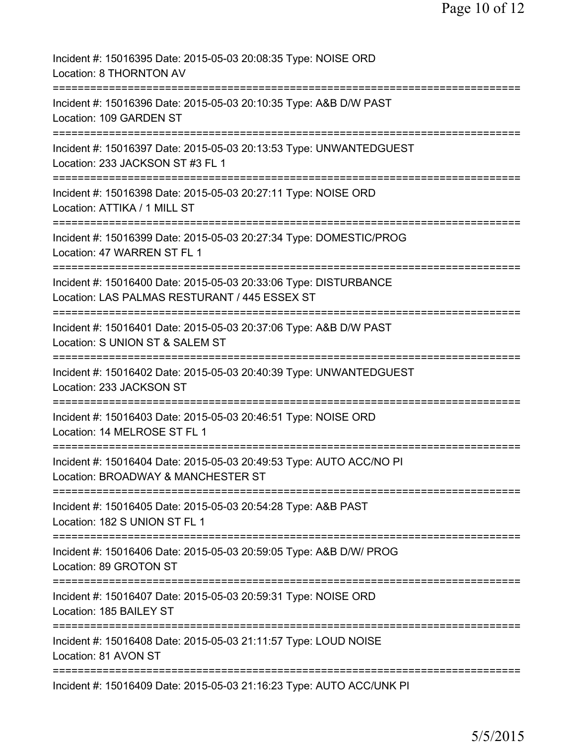Incident #: 15016395 Date: 2015-05-03 20:08:35 Type: NOISE ORD
Location: 8 THORNTON AV

===========================================================================

Incident #: 15016396 Date: 2015-05-03 20:10:35 Type: A&B D/W PAST
Location: 109 GARDEN ST

===========================================================================

Incident #: 15016397 Date: 2015-05-03 20:13:53 Type: UNWANTEDGUEST
Location: 233 JACKSON ST #3 FL 1

===========================================================================

Incident #: 15016398 Date: 2015-05-03 20:27:11 Type: NOISE ORD
Location: ATTIKA / 1 MILL ST

===========================================================================

Incident #: 15016399 Date: 2015-05-03 20:27:34 Type: DOMESTIC/PROG
Location: 47 WARREN ST FL 1

===========================================================================

Incident #: 15016400 Date: 2015-05-03 20:33:06 Type: DISTURBANCE
Location: LAS PALMAS RESTURANT / 445 ESSEX ST

===========================================================================

Incident #: 15016401 Date: 2015-05-03 20:37:06 Type: A&B D/W PAST
Location: S UNION ST & SALEM ST

===========================================================================

Incident #: 15016402 Date: 2015-05-03 20:40:39 Type: UNWANTEDGUEST
Location: 233 JACKSON ST

===========================================================================

Incident #: 15016403 Date: 2015-05-03 20:46:51 Type: NOISE ORD
Location: 14 MELROSE ST FL 1

===========================================================================

Incident #: 15016404 Date: 2015-05-03 20:49:53 Type: AUTO ACC/NO PI
Location: BROADWAY & MANCHESTER ST

===========================================================================

Incident #: 15016405 Date: 2015-05-03 20:54:28 Type: A&B PAST
Location: 182 S UNION ST FL 1

===========================================================================

Incident #: 15016406 Date: 2015-05-03 20:59:05 Type: A&B D/W/ PROG
Location: 89 GROTON ST

===========================================================================

Incident #: 15016407 Date: 2015-05-03 20:59:31 Type: NOISE ORD
Location: 185 BAILEY ST

===========================================================================

Incident #: 15016408 Date: 2015-05-03 21:11:57 Type: LOUD NOISE
Location: 81 AVON ST

===========================================================================

Incident #: 15016409 Date: 2015-05-03 21:16:23 Type: AUTO ACC/UNK PI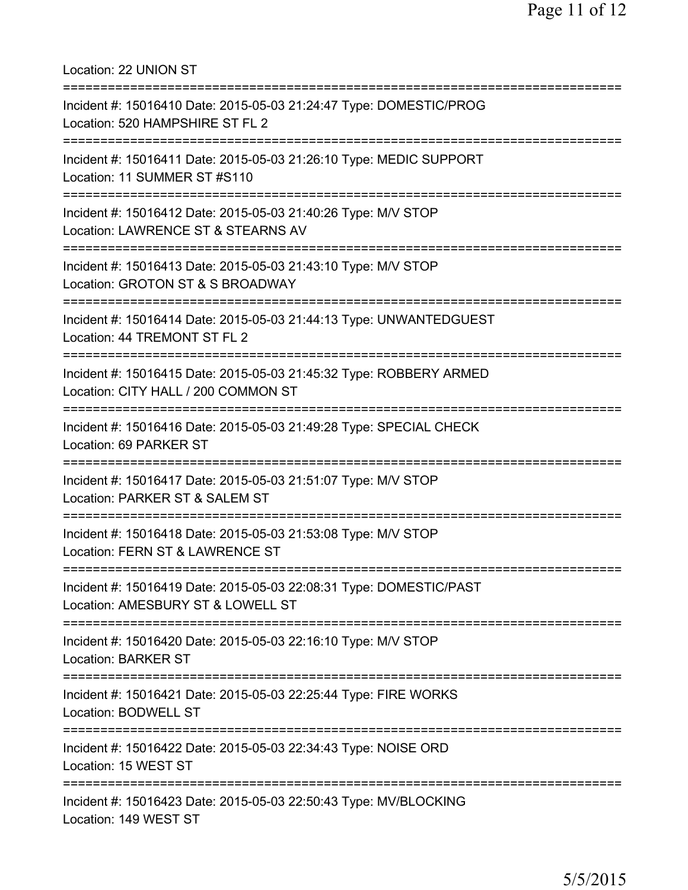Location: 22 UNION ST

===========================================================================

Incident #: 15016410 Date: 2015-05-03 21:24:47 Type: DOMESTIC/PROG
Location: 520 HAMPSHIRE ST FL 2

===========================================================================

Incident #: 15016411 Date: 2015-05-03 21:26:10 Type: MEDIC SUPPORT
Location: 11 SUMMER ST #S110

===========================================================================

Incident #: 15016412 Date: 2015-05-03 21:40:26 Type: M/V STOP
Location: LAWRENCE ST & STEARNS AV

===========================================================================

Incident #: 15016413 Date: 2015-05-03 21:43:10 Type: M/V STOP
Location: GROTON ST & S BROADWAY

===========================================================================

Incident #: 15016414 Date: 2015-05-03 21:44:13 Type: UNWANTEDGUEST
Location: 44 TREMONT ST FL 2

===========================================================================

Incident #: 15016415 Date: 2015-05-03 21:45:32 Type: ROBBERY ARMED
Location: CITY HALL / 200 COMMON ST

===========================================================================

Incident #: 15016416 Date: 2015-05-03 21:49:28 Type: SPECIAL CHECK
Location: 69 PARKER ST

===========================================================================

Incident #: 15016417 Date: 2015-05-03 21:51:07 Type: M/V STOP
Location: PARKER ST & SALEM ST

===========================================================================

Incident #: 15016418 Date: 2015-05-03 21:53:08 Type: M/V STOP
Location: FERN ST & LAWRENCE ST

===========================================================================

Incident #: 15016419 Date: 2015-05-03 22:08:31 Type: DOMESTIC/PAST
Location: AMESBURY ST & LOWELL ST

===========================================================================

Incident #: 15016420 Date: 2015-05-03 22:16:10 Type: M/V STOP
Location: BARKER ST

===========================================================================

Incident #: 15016421 Date: 2015-05-03 22:25:44 Type: FIRE WORKS
Location: BODWELL ST

===========================================================================

Incident #: 15016422 Date: 2015-05-03 22:34:43 Type: NOISE ORD
Location: 15 WEST ST

===========================================================================

Incident #: 15016423 Date: 2015-05-03 22:50:43 Type: MV/BLOCKING
Location: 149 WEST ST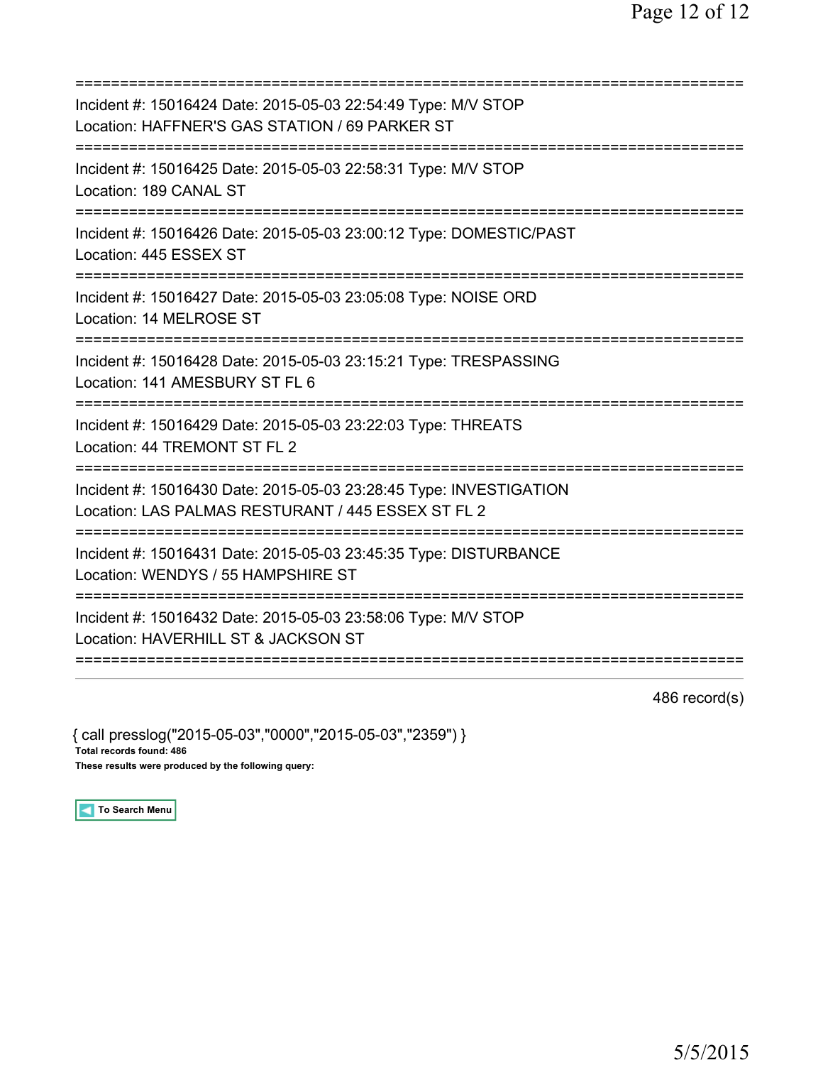===========================================================================

Incident #: 15016424 Date: 2015-05-03 22:54:49 Type: M/V STOP
Location: HAFFNER'S GAS STATION / 69 PARKER ST

===========================================================================

Incident #: 15016425 Date: 2015-05-03 22:58:31 Type: M/V STOP
Location: 189 CANAL ST

===========================================================================

Incident #: 15016426 Date: 2015-05-03 23:00:12 Type: DOMESTIC/PAST
Location: 445 ESSEX ST

===========================================================================

Incident #: 15016427 Date: 2015-05-03 23:05:08 Type: NOISE ORD
Location: 14 MELROSE ST

===========================================================================

Incident #: 15016428 Date: 2015-05-03 23:15:21 Type: TRESPASSING
Location: 141 AMESBURY ST FL 6

===========================================================================

Incident #: 15016429 Date: 2015-05-03 23:22:03 Type: THREATS
Location: 44 TREMONT ST FL 2

===========================================================================

Incident #: 15016430 Date: 2015-05-03 23:28:45 Type: INVESTIGATION
Location: LAS PALMAS RESTURANT / 445 ESSEX ST FL 2

===========================================================================

Incident #: 15016431 Date: 2015-05-03 23:45:35 Type: DISTURBANCE
Location: WENDYS / 55 HAMPSHIRE ST

===========================================================================

Incident #: 15016432 Date: 2015-05-03 23:58:06 Type: M/V STOP
Location: HAVERHILL ST & JACKSON ST

===========================================================================

486 record(s)

{ call presslog("2015-05-03","0000","2015-05-03","2359") }

**Total records found: 486**

**These results were produced by the following query:**

To Search Menu